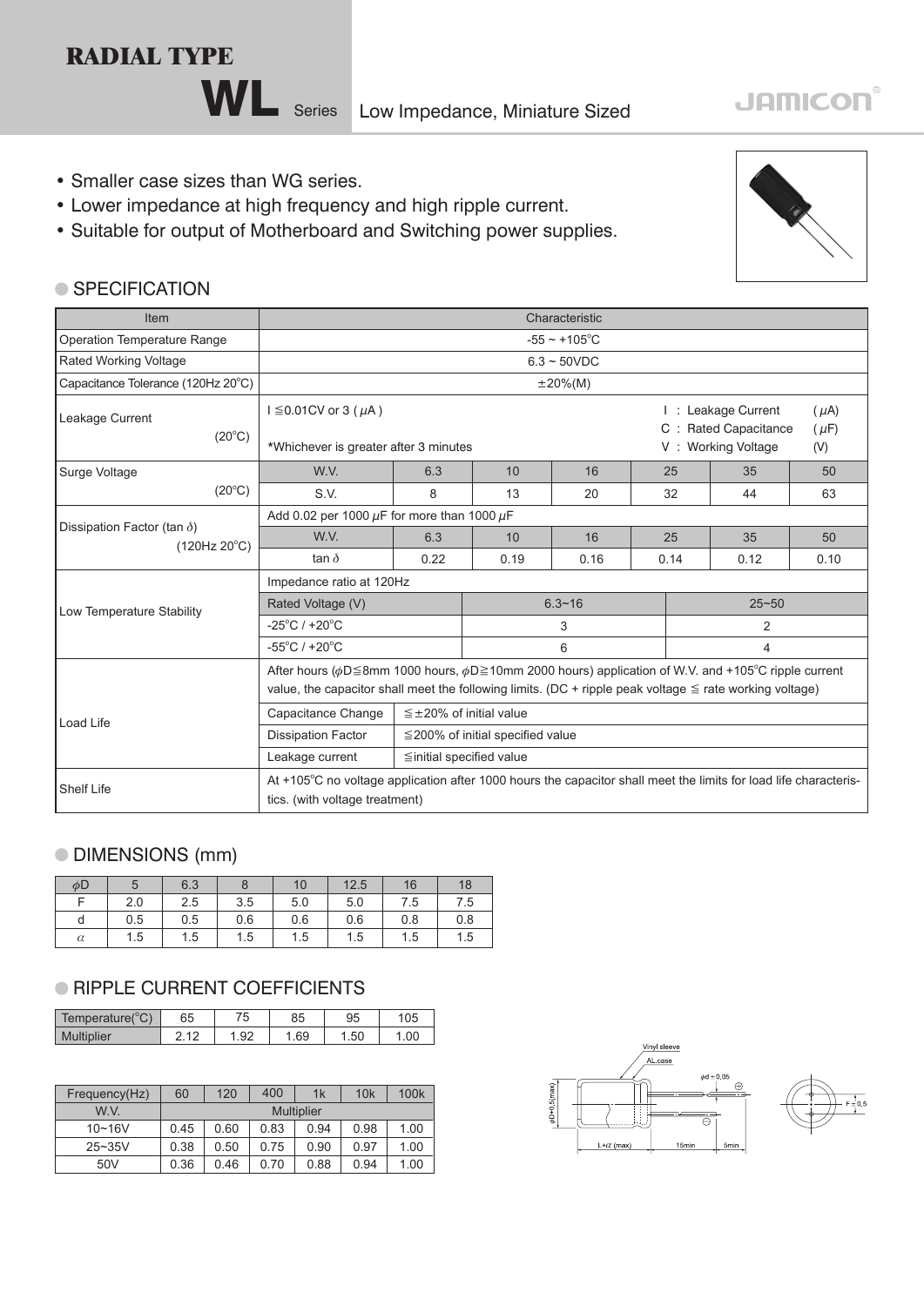# RADIAL TYPE

## WL Series Low Impedance, Miniature Sized

JAMICON

- Smaller case sizes than WG series.
- Lower impedance at high frequency and high ripple current.
- Suitable for output of Motherboard and Switching power supplies.

### SPECIFICATION

| Item | Characteristic | | | | | | |
|---|---|---|---|---|---|---|---|
| Operation Temperature Range | -55 ~ +105°C | | | | | | |
| Rated Working Voltage | 6.3 ~ 50VDC | | | | | | |
| Capacitance Tolerance (120Hz 20°C) | ±20%(M) | | | | | | |
| Leakage Current (20°C) | I ≦0.01CV or 3 ( $\mu$A ) *Whichever is greater after 3 minutes; I : Leakage Current ( $\mu$A) C : Rated Capacitance ( $\mu$F) V : Working Voltage (V) | | | | | | |
| Surge Voltage (20°C) | W.V. | 6.3 | 10 | 16 | 25 | 35 | 50 |
| | S.V. | 8 | 13 | 20 | 32 | 44 | 63 |
| Dissipation Factor (tan $\delta$) (120Hz 20°C) | Add 0.02 per 1000 $\mu$F for more than 1000 $\mu$F | | | | | | |
| | W.V. | 6.3 | 10 | 16 | 25 | 35 | 50 |
| | tan $\delta$ | 0.22 | 0.19 | 0.16 | 0.14 | 0.12 | 0.10 |
| Low Temperature Stability | Impedance ratio at 120Hz | | | | | | |
| | Rated Voltage (V) | 6.3~16 | | | 25~50 | | |
| | -25°C / +20°C | 3 | | | 2 | | |
| | -55°C / +20°C | 6 | | | 4 | | |
| Load Life | After hours ( $\phi$D≦8mm 1000 hours, $\phi$D≧10mm 2000 hours) application of W.V. and +105°C ripple current value, the capacitor shall meet the following limits. (DC + ripple peak voltage ≦ rate working voltage) | | | | | | |
| | Capacitance Change | ≦±20% of initial value | | | | | |
| | Dissipation Factor | ≦200% of initial specified value | | | | | |
| | Leakage current | ≦initial specified value | | | | | |
| Shelf Life | At +105°C no voltage application after 1000 hours the capacitor shall meet the limits for load life characteristics. (with voltage treatment) | | | | | | |

### DIMENSIONS (mm)

| $\phi$D | 5 | 6.3 | 8 | 10 | 12.5 | 16 | 18 |
|---|---|---|---|---|---|---|---|
| F | 2.0 | 2.5 | 3.5 | 5.0 | 5.0 | 7.5 | 7.5 |
| d | 0.5 | 0.5 | 0.6 | 0.6 | 0.6 | 0.8 | 0.8 |
| $\alpha$ | 1.5 | 1.5 | 1.5 | 1.5 | 1.5 | 1.5 | 1.5 |

### RIPPLE CURRENT COEFFICIENTS

| Temperature(°C) | 65 | 75 | 85 | 95 | 105 |
|---|---|---|---|---|---|
| Multiplier | 2.12 | 1.92 | 1.69 | 1.50 | 1.00 |

| Frequency(Hz) | 60 | 120 | 400 | 1k | 10k | 100k |
|---|---|---|---|---|---|---|
| W.V. | Multiplier | | | | | |
| 10~16V | 0.45 | 0.60 | 0.83 | 0.94 | 0.98 | 1.00 |
| 25~35V | 0.38 | 0.50 | 0.75 | 0.90 | 0.97 | 1.00 |
| 50V | 0.36 | 0.46 | 0.70 | 0.88 | 0.94 | 1.00 |

Vinyl sleeve
AL.case
$\phi$d ± 0.05
$\phi$D+0.5(max)
L+$\alpha$ (max)
15min
5min
F ± 0.5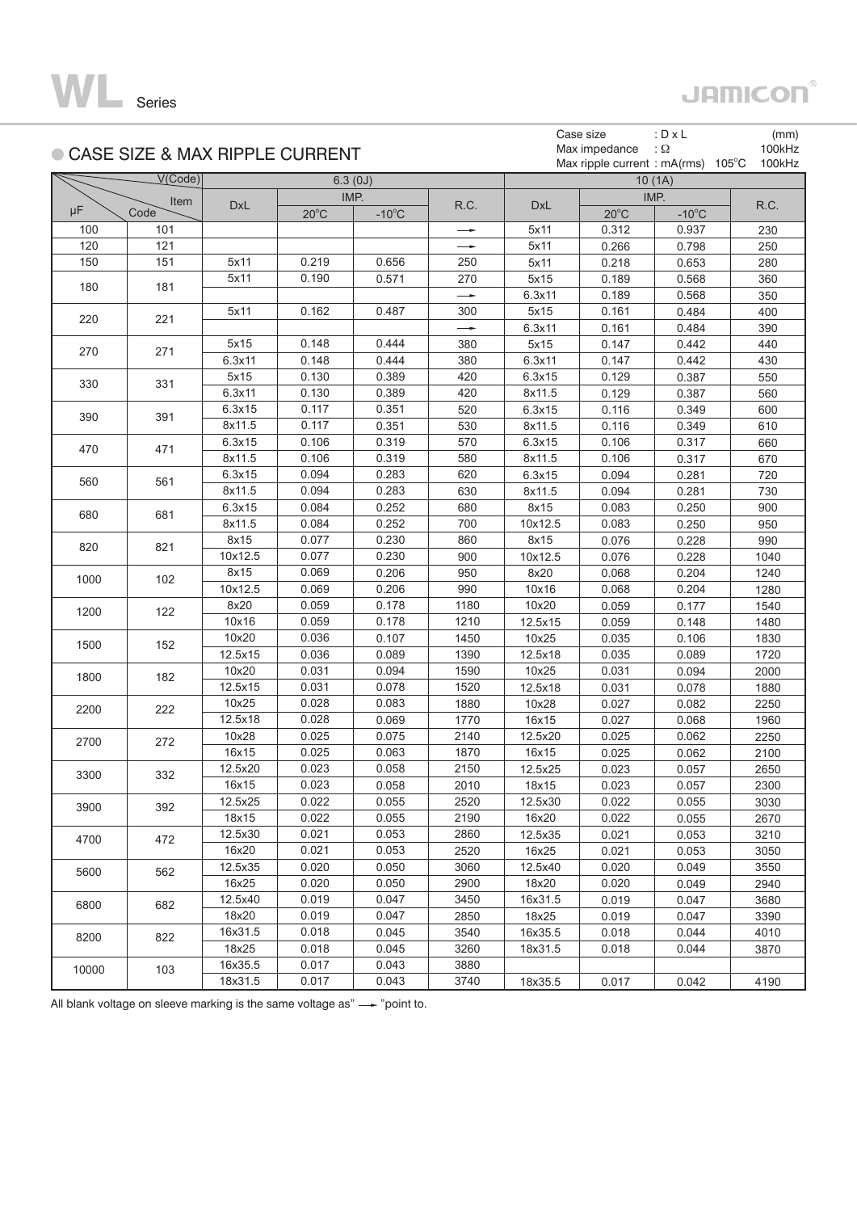## ● CASE SIZE & MAX RIPPLE CURRENT

Case size : D x L (mm)
Max impedance : Ω 100kHz
Max ripple current : mA(rms) 105°C 100kHz

| μF | Code | 6.3 (0J) DxL | IMP. 20°C | IMP. -10°C | R.C. | 10 (1A) DxL | IMP. 20°C | IMP. -10°C | R.C. |
|---|---|---|---|---|---|---|---|---|---|
| 100 | 101 | | | | → | 5x11 | 0.312 | 0.937 | 230 |
| 120 | 121 | | | | → | 5x11 | 0.266 | 0.798 | 250 |
| 150 | 151 | 5x11 | 0.219 | 0.656 | 250 | 5x11 | 0.218 | 0.653 | 280 |
| 180 | 181 | 5x11 | 0.190 | 0.571 | 270 | 5x15 | 0.189 | 0.568 | 360 |
| | | | | | → | 6.3x11 | 0.189 | 0.568 | 350 |
| 220 | 221 | 5x11 | 0.162 | 0.487 | 300 | 5x15 | 0.161 | 0.484 | 400 |
| | | | | | → | 6.3x11 | 0.161 | 0.484 | 390 |
| 270 | 271 | 5x15 | 0.148 | 0.444 | 380 | 5x15 | 0.147 | 0.442 | 440 |
| | | 6.3x11 | 0.148 | 0.444 | 380 | 6.3x11 | 0.147 | 0.442 | 430 |
| 330 | 331 | 5x15 | 0.130 | 0.389 | 420 | 6.3x15 | 0.129 | 0.387 | 550 |
| | | 6.3x11 | 0.130 | 0.389 | 420 | 8x11.5 | 0.129 | 0.387 | 560 |
| 390 | 391 | 6.3x15 | 0.117 | 0.351 | 520 | 6.3x15 | 0.116 | 0.349 | 600 |
| | | 8x11.5 | 0.117 | 0.351 | 530 | 8x11.5 | 0.116 | 0.349 | 610 |
| 470 | 471 | 6.3x15 | 0.106 | 0.319 | 570 | 6.3x15 | 0.106 | 0.317 | 660 |
| | | 8x11.5 | 0.106 | 0.319 | 580 | 8x11.5 | 0.106 | 0.317 | 670 |
| 560 | 561 | 6.3x15 | 0.094 | 0.283 | 620 | 6.3x15 | 0.094 | 0.281 | 720 |
| | | 8x11.5 | 0.094 | 0.283 | 630 | 8x11.5 | 0.094 | 0.281 | 730 |
| 680 | 681 | 6.3x15 | 0.084 | 0.252 | 680 | 8x15 | 0.083 | 0.250 | 900 |
| | | 8x11.5 | 0.084 | 0.252 | 700 | 10x12.5 | 0.083 | 0.250 | 950 |
| 820 | 821 | 8x15 | 0.077 | 0.230 | 860 | 8x15 | 0.076 | 0.228 | 990 |
| | | 10x12.5 | 0.077 | 0.230 | 900 | 10x12.5 | 0.076 | 0.228 | 1040 |
| 1000 | 102 | 8x15 | 0.069 | 0.206 | 950 | 8x20 | 0.068 | 0.204 | 1240 |
| | | 10x12.5 | 0.069 | 0.206 | 990 | 10x16 | 0.068 | 0.204 | 1280 |
| 1200 | 122 | 8x20 | 0.059 | 0.178 | 1180 | 10x20 | 0.059 | 0.177 | 1540 |
| | | 10x16 | 0.059 | 0.178 | 1210 | 12.5x15 | 0.059 | 0.148 | 1480 |
| 1500 | 152 | 10x20 | 0.036 | 0.107 | 1450 | 10x25 | 0.035 | 0.106 | 1830 |
| | | 12.5x15 | 0.036 | 0.089 | 1390 | 12.5x18 | 0.035 | 0.089 | 1720 |
| 1800 | 182 | 10x20 | 0.031 | 0.094 | 1590 | 10x25 | 0.031 | 0.094 | 2000 |
| | | 12.5x15 | 0.031 | 0.078 | 1520 | 12.5x18 | 0.031 | 0.078 | 1880 |
| 2200 | 222 | 10x25 | 0.028 | 0.083 | 1880 | 10x28 | 0.027 | 0.082 | 2250 |
| | | 12.5x18 | 0.028 | 0.069 | 1770 | 16x15 | 0.027 | 0.068 | 1960 |
| 2700 | 272 | 10x28 | 0.025 | 0.075 | 2140 | 12.5x20 | 0.025 | 0.062 | 2250 |
| | | 16x15 | 0.025 | 0.063 | 1870 | 16x15 | 0.025 | 0.062 | 2100 |
| 3300 | 332 | 12.5x20 | 0.023 | 0.058 | 2150 | 12.5x25 | 0.023 | 0.057 | 2650 |
| | | 16x15 | 0.023 | 0.058 | 2010 | 18x15 | 0.023 | 0.057 | 2300 |
| 3900 | 392 | 12.5x25 | 0.022 | 0.055 | 2520 | 12.5x30 | 0.022 | 0.055 | 3030 |
| | | 18x15 | 0.022 | 0.055 | 2190 | 16x20 | 0.022 | 0.055 | 2670 |
| 4700 | 472 | 12.5x30 | 0.021 | 0.053 | 2860 | 12.5x35 | 0.021 | 0.053 | 3210 |
| | | 16x20 | 0.021 | 0.053 | 2520 | 16x25 | 0.021 | 0.053 | 3050 |
| 5600 | 562 | 12.5x35 | 0.020 | 0.050 | 3060 | 12.5x40 | 0.020 | 0.049 | 3550 |
| | | 16x25 | 0.020 | 0.050 | 2900 | 18x20 | 0.020 | 0.049 | 2940 |
| 6800 | 682 | 12.5x40 | 0.019 | 0.047 | 3450 | 16x31.5 | 0.019 | 0.047 | 3680 |
| | | 18x20 | 0.019 | 0.047 | 2850 | 18x25 | 0.019 | 0.047 | 3390 |
| 8200 | 822 | 16x31.5 | 0.018 | 0.045 | 3540 | 16x35.5 | 0.018 | 0.044 | 4010 |
| | | 18x25 | 0.018 | 0.045 | 3260 | 18x31.5 | 0.018 | 0.044 | 3870 |
| 10000 | 103 | 16x35.5 | 0.017 | 0.043 | 3880 | | | | |
| | | 18x31.5 | 0.017 | 0.043 | 3740 | 18x35.5 | 0.017 | 0.042 | 4190 |

All blank voltage on sleeve marking is the same voltage as" → "point to.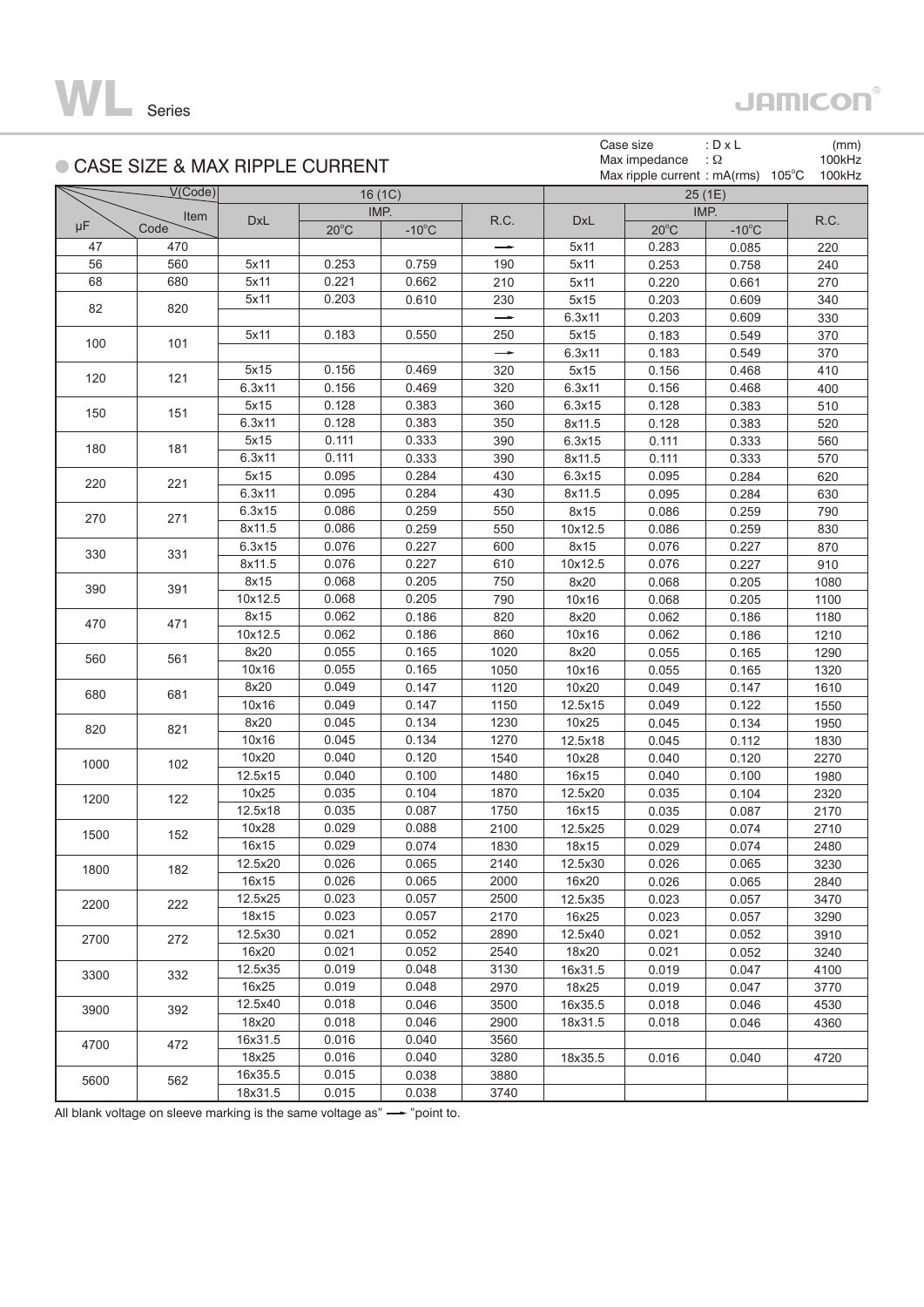# WL Series

## CASE SIZE & MAX RIPPLE CURRENT

Case size : D x L (mm)
Max impedance : Ω 100kHz
Max ripple current : mA(rms) 105°C 100kHz

| μF | Code | 16 (1C) DxL | 16 (1C) IMP. 20°C | 16 (1C) IMP. -10°C | 16 (1C) R.C. | 25 (1E) DxL | 25 (1E) IMP. 20°C | 25 (1E) IMP. -10°C | 25 (1E) R.C. |
|---|---|---|---|---|---|---|---|---|---|
| 47 | 470 | | | | → | 5x11 | 0.283 | 0.085 | 220 |
| 56 | 560 | 5x11 | 0.253 | 0.759 | 190 | 5x11 | 0.253 | 0.758 | 240 |
| 68 | 680 | 5x11 | 0.221 | 0.662 | 210 | 5x11 | 0.220 | 0.661 | 270 |
| 82 | 820 | 5x11 | 0.203 | 0.610 | 230 | 5x15 | 0.203 | 0.609 | 340 |
| | | | | | → | 6.3x11 | 0.203 | 0.609 | 330 |
| 100 | 101 | 5x11 | 0.183 | 0.550 | 250 | 5x15 | 0.183 | 0.549 | 370 |
| | | | | | → | 6.3x11 | 0.183 | 0.549 | 370 |
| 120 | 121 | 5x15 | 0.156 | 0.469 | 320 | 5x15 | 0.156 | 0.468 | 410 |
| | | 6.3x11 | 0.156 | 0.469 | 320 | 6.3x11 | 0.156 | 0.468 | 400 |
| 150 | 151 | 5x15 | 0.128 | 0.383 | 360 | 6.3x15 | 0.128 | 0.383 | 510 |
| | | 6.3x11 | 0.128 | 0.383 | 350 | 8x11.5 | 0.128 | 0.383 | 520 |
| 180 | 181 | 5x15 | 0.111 | 0.333 | 390 | 6.3x15 | 0.111 | 0.333 | 560 |
| | | 6.3x11 | 0.111 | 0.333 | 390 | 8x11.5 | 0.111 | 0.333 | 570 |
| 220 | 221 | 5x15 | 0.095 | 0.284 | 430 | 6.3x15 | 0.095 | 0.284 | 620 |
| | | 6.3x11 | 0.095 | 0.284 | 430 | 8x11.5 | 0.095 | 0.284 | 630 |
| 270 | 271 | 6.3x15 | 0.086 | 0.259 | 550 | 8x15 | 0.086 | 0.259 | 790 |
| | | 8x11.5 | 0.086 | 0.259 | 550 | 10x12.5 | 0.086 | 0.259 | 830 |
| 330 | 331 | 6.3x15 | 0.076 | 0.227 | 600 | 8x15 | 0.076 | 0.227 | 870 |
| | | 8x11.5 | 0.076 | 0.227 | 610 | 10x12.5 | 0.076 | 0.227 | 910 |
| 390 | 391 | 8x15 | 0.068 | 0.205 | 750 | 8x20 | 0.068 | 0.205 | 1080 |
| | | 10x12.5 | 0.068 | 0.205 | 790 | 10x16 | 0.068 | 0.205 | 1100 |
| 470 | 471 | 8x15 | 0.062 | 0.186 | 820 | 8x20 | 0.062 | 0.186 | 1180 |
| | | 10x12.5 | 0.062 | 0.186 | 860 | 10x16 | 0.062 | 0.186 | 1210 |
| 560 | 561 | 8x20 | 0.055 | 0.165 | 1020 | 8x20 | 0.055 | 0.165 | 1290 |
| | | 10x16 | 0.055 | 0.165 | 1050 | 10x16 | 0.055 | 0.165 | 1320 |
| 680 | 681 | 8x20 | 0.049 | 0.147 | 1120 | 10x20 | 0.049 | 0.147 | 1610 |
| | | 10x16 | 0.049 | 0.147 | 1150 | 12.5x15 | 0.049 | 0.122 | 1550 |
| 820 | 821 | 8x20 | 0.045 | 0.134 | 1230 | 10x25 | 0.045 | 0.134 | 1950 |
| | | 10x16 | 0.045 | 0.134 | 1270 | 12.5x18 | 0.045 | 0.112 | 1830 |
| 1000 | 102 | 10x20 | 0.040 | 0.120 | 1540 | 10x28 | 0.040 | 0.120 | 2270 |
| | | 12.5x15 | 0.040 | 0.100 | 1480 | 16x15 | 0.040 | 0.100 | 1980 |
| 1200 | 122 | 10x25 | 0.035 | 0.104 | 1870 | 12.5x20 | 0.035 | 0.104 | 2320 |
| | | 12.5x18 | 0.035 | 0.087 | 1750 | 16x15 | 0.035 | 0.087 | 2170 |
| 1500 | 152 | 10x28 | 0.029 | 0.088 | 2100 | 12.5x25 | 0.029 | 0.074 | 2710 |
| | | 16x15 | 0.029 | 0.074 | 1830 | 18x15 | 0.029 | 0.074 | 2480 |
| 1800 | 182 | 12.5x20 | 0.026 | 0.065 | 2140 | 12.5x30 | 0.026 | 0.065 | 3230 |
| | | 16x15 | 0.026 | 0.065 | 2000 | 16x20 | 0.026 | 0.065 | 2840 |
| 2200 | 222 | 12.5x25 | 0.023 | 0.057 | 2500 | 12.5x35 | 0.023 | 0.057 | 3470 |
| | | 18x15 | 0.023 | 0.057 | 2170 | 16x25 | 0.023 | 0.057 | 3290 |
| 2700 | 272 | 12.5x30 | 0.021 | 0.052 | 2890 | 12.5x40 | 0.021 | 0.052 | 3910 |
| | | 16x20 | 0.021 | 0.052 | 2540 | 18x20 | 0.021 | 0.052 | 3240 |
| 3300 | 332 | 12.5x35 | 0.019 | 0.048 | 3130 | 16x31.5 | 0.019 | 0.047 | 4100 |
| | | 16x25 | 0.019 | 0.048 | 2970 | 18x25 | 0.019 | 0.047 | 3770 |
| 3900 | 392 | 12.5x40 | 0.018 | 0.046 | 3500 | 16x35.5 | 0.018 | 0.046 | 4530 |
| | | 18x20 | 0.018 | 0.046 | 2900 | 18x31.5 | 0.018 | 0.046 | 4360 |
| 4700 | 472 | 16x31.5 | 0.016 | 0.040 | 3560 | | | | |
| | | 18x25 | 0.016 | 0.040 | 3280 | 18x35.5 | 0.016 | 0.040 | 4720 |
| 5600 | 562 | 16x35.5 | 0.015 | 0.038 | 3880 | | | | |
| | | 18x31.5 | 0.015 | 0.038 | 3740 | | | | |

All blank voltage on sleeve marking is the same voltage as" → "point to.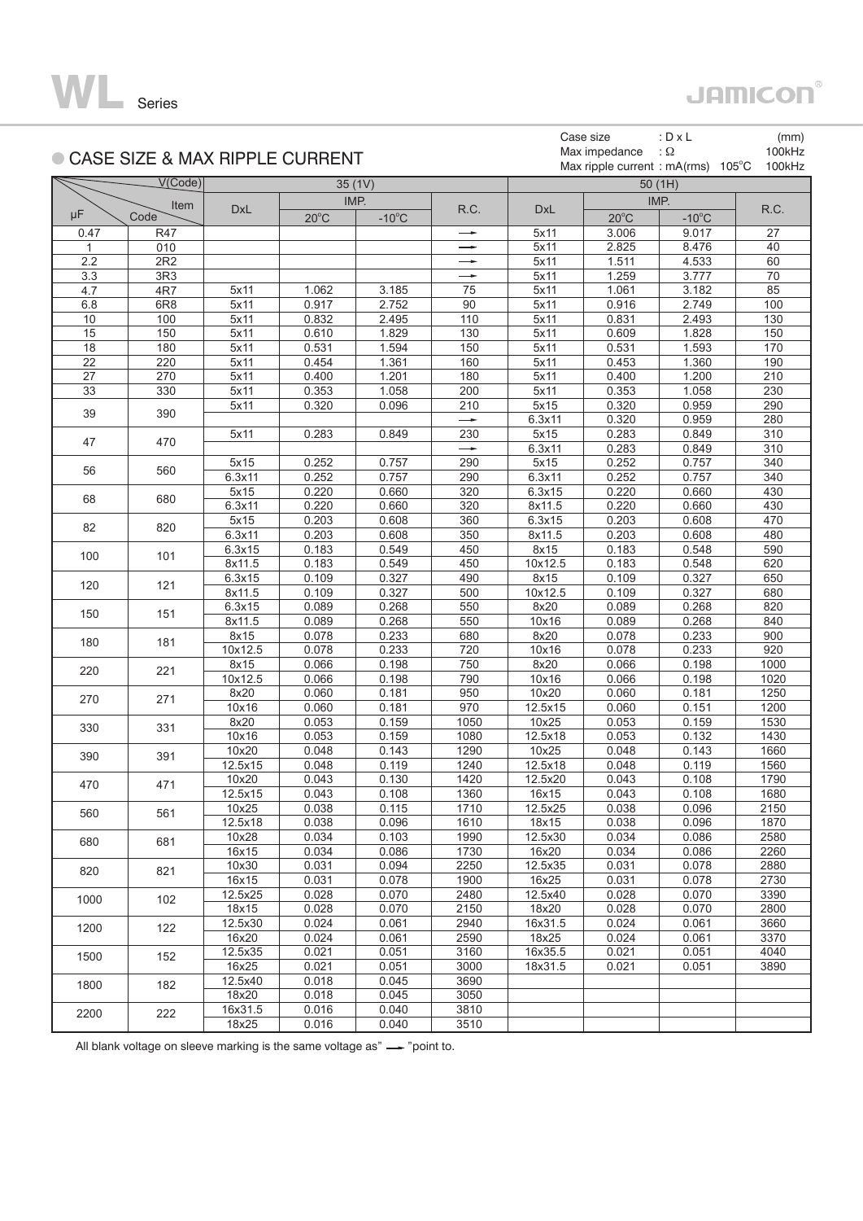# WL Series

JAMICON

## ● CASE SIZE & MAX RIPPLE CURRENT

Case size : D x L (mm)
Max impedance : Ω 100kHz
Max ripple current : mA(rms) 105°C 100kHz

| V(Code) | | 35 (1V) | | | | 50 (1H) | | | |
|---|---|---|---|---|---|---|---|---|---|
| μF | Item / Code | DxL | IMP. 20°C | IMP. -10°C | R.C. | DxL | IMP. 20°C | IMP. -10°C | R.C. |
| 0.47 | R47 | | | | → | 5x11 | 3.006 | 9.017 | 27 |
| 1 | 010 | | | | → | 5x11 | 2.825 | 8.476 | 40 |
| 2.2 | 2R2 | | | | → | 5x11 | 1.511 | 4.533 | 60 |
| 3.3 | 3R3 | | | | → | 5x11 | 1.259 | 3.777 | 70 |
| 4.7 | 4R7 | 5x11 | 1.062 | 3.185 | 75 | 5x11 | 1.061 | 3.182 | 85 |
| 6.8 | 6R8 | 5x11 | 0.917 | 2.752 | 90 | 5x11 | 0.916 | 2.749 | 100 |
| 10 | 100 | 5x11 | 0.832 | 2.495 | 110 | 5x11 | 0.831 | 2.493 | 130 |
| 15 | 150 | 5x11 | 0.610 | 1.829 | 130 | 5x11 | 0.609 | 1.828 | 150 |
| 18 | 180 | 5x11 | 0.531 | 1.594 | 150 | 5x11 | 0.531 | 1.593 | 170 |
| 22 | 220 | 5x11 | 0.454 | 1.361 | 160 | 5x11 | 0.453 | 1.360 | 190 |
| 27 | 270 | 5x11 | 0.400 | 1.201 | 180 | 5x11 | 0.400 | 1.200 | 210 |
| 33 | 330 | 5x11 | 0.353 | 1.058 | 200 | 5x11 | 0.353 | 1.058 | 230 |
| 39 | 390 | 5x11 | 0.320 | 0.096 | 210 | 5x15 | 0.320 | 0.959 | 290 |
| | | | | | → | 6.3x11 | 0.320 | 0.959 | 280 |
| 47 | 470 | 5x11 | 0.283 | 0.849 | 230 | 5x15 | 0.283 | 0.849 | 310 |
| | | | | | → | 6.3x11 | 0.283 | 0.849 | 310 |
| 56 | 560 | 5x15 | 0.252 | 0.757 | 290 | 5x15 | 0.252 | 0.757 | 340 |
| | | 6.3x11 | 0.252 | 0.757 | 290 | 6.3x11 | 0.252 | 0.757 | 340 |
| 68 | 680 | 5x15 | 0.220 | 0.660 | 320 | 6.3x15 | 0.220 | 0.660 | 430 |
| | | 6.3x11 | 0.220 | 0.660 | 320 | 8x11.5 | 0.220 | 0.660 | 430 |
| 82 | 820 | 5x15 | 0.203 | 0.608 | 360 | 6.3x15 | 0.203 | 0.608 | 470 |
| | | 6.3x11 | 0.203 | 0.608 | 350 | 8x11.5 | 0.203 | 0.608 | 480 |
| 100 | 101 | 6.3x15 | 0.183 | 0.549 | 450 | 8x15 | 0.183 | 0.548 | 590 |
| | | 8x11.5 | 0.183 | 0.549 | 450 | 10x12.5 | 0.183 | 0.548 | 620 |
| 120 | 121 | 6.3x15 | 0.109 | 0.327 | 490 | 8x15 | 0.109 | 0.327 | 650 |
| | | 8x11.5 | 0.109 | 0.327 | 500 | 10x12.5 | 0.109 | 0.327 | 680 |
| 150 | 151 | 6.3x15 | 0.089 | 0.268 | 550 | 8x20 | 0.089 | 0.268 | 820 |
| | | 8x11.5 | 0.089 | 0.268 | 550 | 10x16 | 0.089 | 0.268 | 840 |
| 180 | 181 | 8x15 | 0.078 | 0.233 | 680 | 8x20 | 0.078 | 0.233 | 900 |
| | | 10x12.5 | 0.078 | 0.233 | 720 | 10x16 | 0.078 | 0.233 | 920 |
| 220 | 221 | 8x15 | 0.066 | 0.198 | 750 | 8x20 | 0.066 | 0.198 | 1000 |
| | | 10x12.5 | 0.066 | 0.198 | 790 | 10x16 | 0.066 | 0.198 | 1020 |
| 270 | 271 | 8x20 | 0.060 | 0.181 | 950 | 10x20 | 0.060 | 0.181 | 1250 |
| | | 10x16 | 0.060 | 0.181 | 970 | 12.5x15 | 0.060 | 0.151 | 1200 |
| 330 | 331 | 8x20 | 0.053 | 0.159 | 1050 | 10x25 | 0.053 | 0.159 | 1530 |
| | | 10x16 | 0.053 | 0.159 | 1080 | 12.5x18 | 0.053 | 0.132 | 1430 |
| 390 | 391 | 10x20 | 0.048 | 0.143 | 1290 | 10x25 | 0.048 | 0.143 | 1660 |
| | | 12.5x15 | 0.048 | 0.119 | 1240 | 12.5x18 | 0.048 | 0.119 | 1560 |
| 470 | 471 | 10x20 | 0.043 | 0.130 | 1420 | 12.5x20 | 0.043 | 0.108 | 1790 |
| | | 12.5x15 | 0.043 | 0.108 | 1360 | 16x15 | 0.043 | 0.108 | 1680 |
| 560 | 561 | 10x25 | 0.038 | 0.115 | 1710 | 12.5x25 | 0.038 | 0.096 | 2150 |
| | | 12.5x18 | 0.038 | 0.096 | 1610 | 18x15 | 0.038 | 0.096 | 1870 |
| 680 | 681 | 10x28 | 0.034 | 0.103 | 1990 | 12.5x30 | 0.034 | 0.086 | 2580 |
| | | 16x15 | 0.034 | 0.086 | 1730 | 16x20 | 0.034 | 0.086 | 2260 |
| 820 | 821 | 10x30 | 0.031 | 0.094 | 2250 | 12.5x35 | 0.031 | 0.078 | 2880 |
| | | 16x15 | 0.031 | 0.078 | 1900 | 16x25 | 0.031 | 0.078 | 2730 |
| 1000 | 102 | 12.5x25 | 0.028 | 0.070 | 2480 | 12.5x40 | 0.028 | 0.070 | 3390 |
| | | 18x15 | 0.028 | 0.070 | 2150 | 18x20 | 0.028 | 0.070 | 2800 |
| 1200 | 122 | 12.5x30 | 0.024 | 0.061 | 2940 | 16x31.5 | 0.024 | 0.061 | 3660 |
| | | 16x20 | 0.024 | 0.061 | 2590 | 18x25 | 0.024 | 0.061 | 3370 |
| 1500 | 152 | 12.5x35 | 0.021 | 0.051 | 3160 | 16x35.5 | 0.021 | 0.051 | 4040 |
| | | 16x25 | 0.021 | 0.051 | 3000 | 18x31.5 | 0.021 | 0.051 | 3890 |
| 1800 | 182 | 12.5x40 | 0.018 | 0.045 | 3690 | | | | |
| | | 18x20 | 0.018 | 0.045 | 3050 | | | | |
| 2200 | 222 | 16x31.5 | 0.016 | 0.040 | 3810 | | | | |
| | | 18x25 | 0.016 | 0.040 | 3510 | | | | |

All blank voltage on sleeve marking is the same voltage as" → "point to.